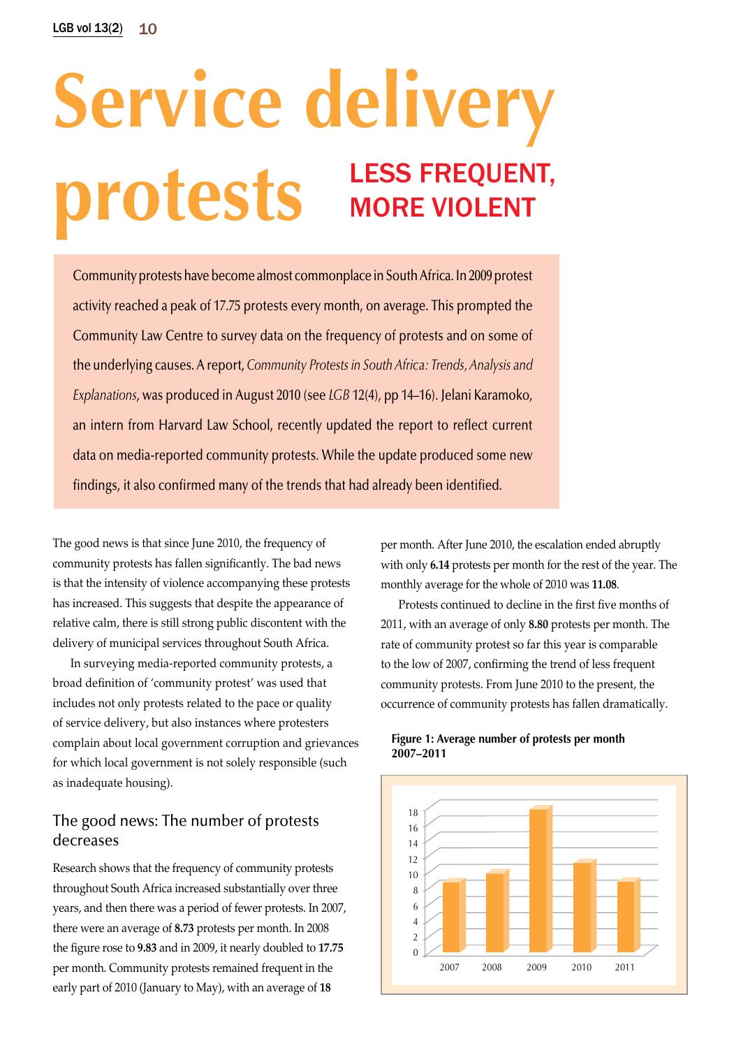# Service delivery protests

## LESS FREQUENT, MORE VIOLENT

Community protests have become almost commonplace in South Africa. In 2009 protest activity reached a peak of 17.75 protests every month, on average. This prompted the Community Law Centre to survey data on the frequency of protests and on some of the underlying causes. A report, *Community Protests in South Africa: Trends, Analysis and Explanations*, was produced in August 2010 (see *LGB* 12(4), pp 14–16). Jelani Karamoko, an intern from Harvard Law School, recently updated the report to reflect current data on media-reported community protests. While the update produced some new findings, it also confirmed many of the trends that had already been identified.

The good news is that since June 2010, the frequency of community protests has fallen significantly. The bad news is that the intensity of violence accompanying these protests has increased. This suggests that despite the appearance of relative calm, there is still strong public discontent with the delivery of municipal services throughout South Africa.

In surveying media-reported community protests, a broad definition of 'community protest' was used that includes not only protests related to the pace or quality of service delivery, but also instances where protesters complain about local government corruption and grievances for which local government is not solely responsible (such as inadequate housing).

### The good news: The number of protests decreases

Research shows that the frequency of community protests throughout South Africa increased substantially over three years, and then there was a period of fewer protests. In 2007, there were an average of **8.73** protests per month. In 2008 the figure rose to **9.83** and in 2009, it nearly doubled to **17.75** per month. Community protests remained frequent in the early part of 2010 (January to May), with an average of **18** per month. After June 2010, the escalation ended abruptly with only **6.14** protests per month for the rest of the year. The monthly average for the whole of 2010 was **11.08**.

Protests continued to decline in the first five months of 2011, with an average of only **8.80** protests per month. The rate of community protest so far this year is comparable to the low of 2007, confirming the trend of less frequent community protests. From June 2010 to the present, the occurrence of community protests has fallen dramatically.

**Figure 1: Average number of protests per month 2007–2011**

| Year | Average protests per month |
|---|---|
| 2007 | 8.73 |
| 2008 | 9.83 |
| 2009 | 17.75 |
| 2010 | 11.08 |
| 2011 | 8.80 |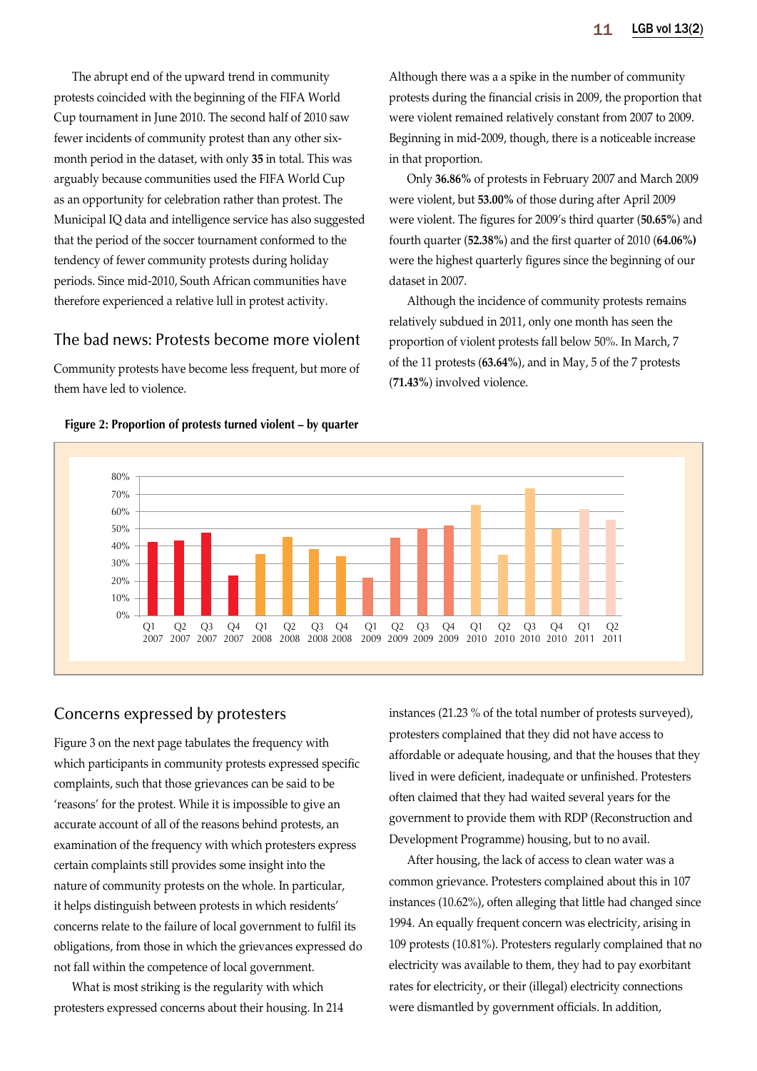The abrupt end of the upward trend in community protests coincided with the beginning of the FIFA World Cup tournament in June 2010. The second half of 2010 saw fewer incidents of community protest than any other six-month period in the dataset, with only **35** in total. This was arguably because communities used the FIFA World Cup as an opportunity for celebration rather than protest. The Municipal IQ data and intelligence service has also suggested that the period of the soccer tournament conformed to the tendency of fewer community protests during holiday periods. Since mid-2010, South African communities have therefore experienced a relative lull in protest activity.

## The bad news: Protests become more violent

Community protests have become less frequent, but more of them have led to violence.

Although there was a a spike in the number of community protests during the financial crisis in 2009, the proportion that were violent remained relatively constant from 2007 to 2009. Beginning in mid-2009, though, there is a noticeable increase in that proportion.

Only **36.86%** of protests in February 2007 and March 2009 were violent, but **53.00%** of those during after April 2009 were violent. The figures for 2009's third quarter (**50.65%**) and fourth quarter (**52.38%**) and the first quarter of 2010 (**64.06%)** were the highest quarterly figures since the beginning of our dataset in 2007.

Although the incidence of community protests remains relatively subdued in 2011, only one month has seen the proportion of violent protests fall below 50%. In March, 7 of the 11 protests (**63.64%**), and in May, 5 of the 7 protests (**71.43%**) involved violence.

**Figure 2: Proportion of protests turned violent – by quarter**

## Concerns expressed by protesters

Figure 3 on the next page tabulates the frequency with which participants in community protests expressed specific complaints, such that those grievances can be said to be 'reasons' for the protest. While it is impossible to give an accurate account of all of the reasons behind protests, an examination of the frequency with which protesters express certain complaints still provides some insight into the nature of community protests on the whole. In particular, it helps distinguish between protests in which residents' concerns relate to the failure of local government to fulfil its obligations, from those in which the grievances expressed do not fall within the competence of local government.

What is most striking is the regularity with which protesters expressed concerns about their housing. In 214 instances (21.23 % of the total number of protests surveyed), protesters complained that they did not have access to affordable or adequate housing, and that the houses that they lived in were deficient, inadequate or unfinished. Protesters often claimed that they had waited several years for the government to provide them with RDP (Reconstruction and Development Programme) housing, but to no avail.

After housing, the lack of access to clean water was a common grievance. Protesters complained about this in 107 instances (10.62%), often alleging that little had changed since 1994. An equally frequent concern was electricity, arising in 109 protests (10.81%). Protesters regularly complained that no electricity was available to them, they had to pay exorbitant rates for electricity, or their (illegal) electricity connections were dismantled by government officials. In addition,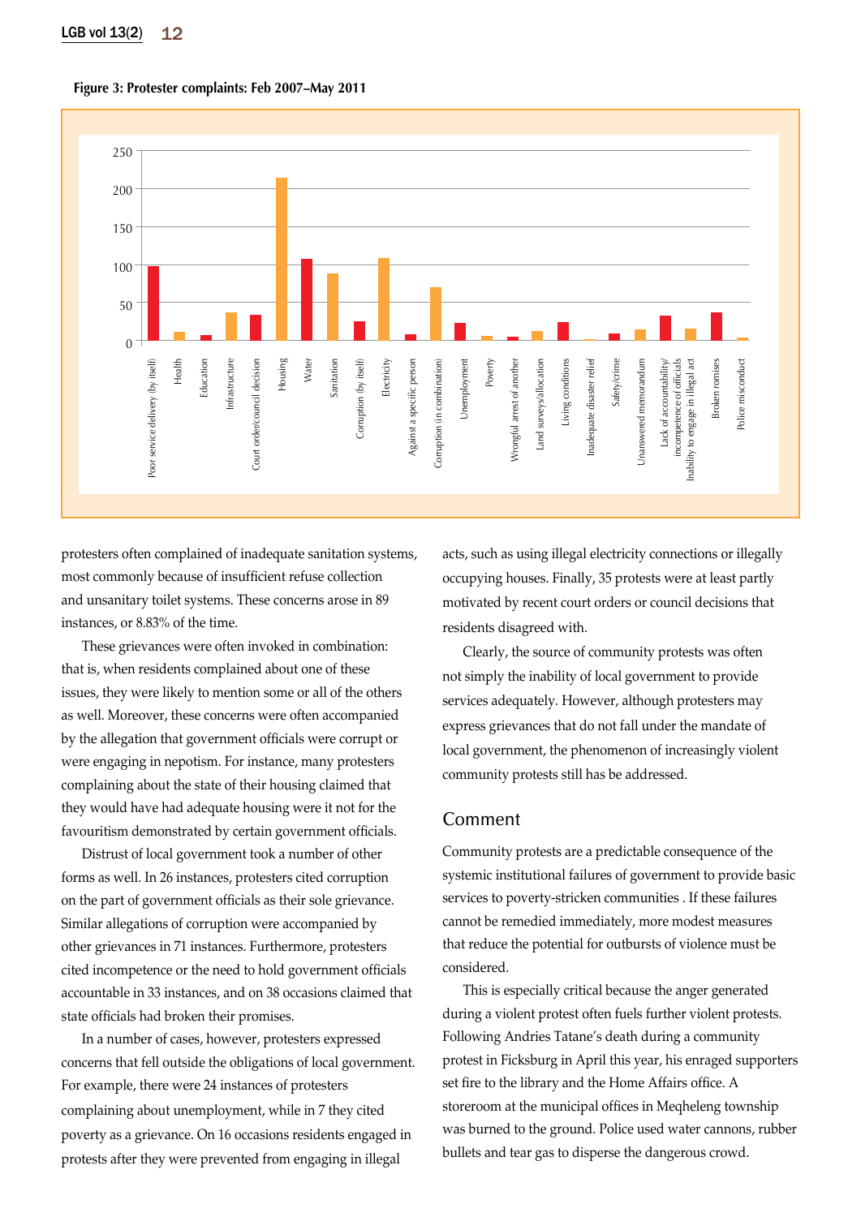**Figure 3: Protester complaints: Feb 2007–May 2011**

250
200
150
100
50
0

Poor service delivery (by itself)
Health
Education
Infrastructure
Court order/council decision
Housing
Water
Sanitation
Corruption (by itself)
Electricity
Against a specific person
Corruption (in combination)
Unemployment
Poverty
Wrongful arrest of another
Land surveys/allocation
Living conditions
Inadequate disaster relief
Safety/crime
Unanswered memorandum
Lack of accountability/ incompetence of officials
Inability to engage in illegal act
Broken romises
Police misconduct

protesters often complained of inadequate sanitation systems, most commonly because of insufficient refuse collection and unsanitary toilet systems. These concerns arose in 89 instances, or 8.83% of the time.

These grievances were often invoked in combination: that is, when residents complained about one of these issues, they were likely to mention some or all of the others as well. Moreover, these concerns were often accompanied by the allegation that government officials were corrupt or were engaging in nepotism. For instance, many protesters complaining about the state of their housing claimed that they would have had adequate housing were it not for the favouritism demonstrated by certain government officials.

Distrust of local government took a number of other forms as well. In 26 instances, protesters cited corruption on the part of government officials as their sole grievance. Similar allegations of corruption were accompanied by other grievances in 71 instances. Furthermore, protesters cited incompetence or the need to hold government officials accountable in 33 instances, and on 38 occasions claimed that state officials had broken their promises.

In a number of cases, however, protesters expressed concerns that fell outside the obligations of local government. For example, there were 24 instances of protesters complaining about unemployment, while in 7 they cited poverty as a grievance. On 16 occasions residents engaged in protests after they were prevented from engaging in illegal acts, such as using illegal electricity connections or illegally occupying houses. Finally, 35 protests were at least partly motivated by recent court orders or council decisions that residents disagreed with.

Clearly, the source of community protests was often not simply the inability of local government to provide services adequately. However, although protesters may express grievances that do not fall under the mandate of local government, the phenomenon of increasingly violent community protests still has be addressed.

## Comment

Community protests are a predictable consequence of the systemic institutional failures of government to provide basic services to poverty-stricken communities . If these failures cannot be remedied immediately, more modest measures that reduce the potential for outbursts of violence must be considered.

This is especially critical because the anger generated during a violent protest often fuels further violent protests. Following Andries Tatane's death during a community protest in Ficksburg in April this year, his enraged supporters set fire to the library and the Home Affairs office. A storeroom at the municipal offices in Meqheleng township was burned to the ground. Police used water cannons, rubber bullets and tear gas to disperse the dangerous crowd.